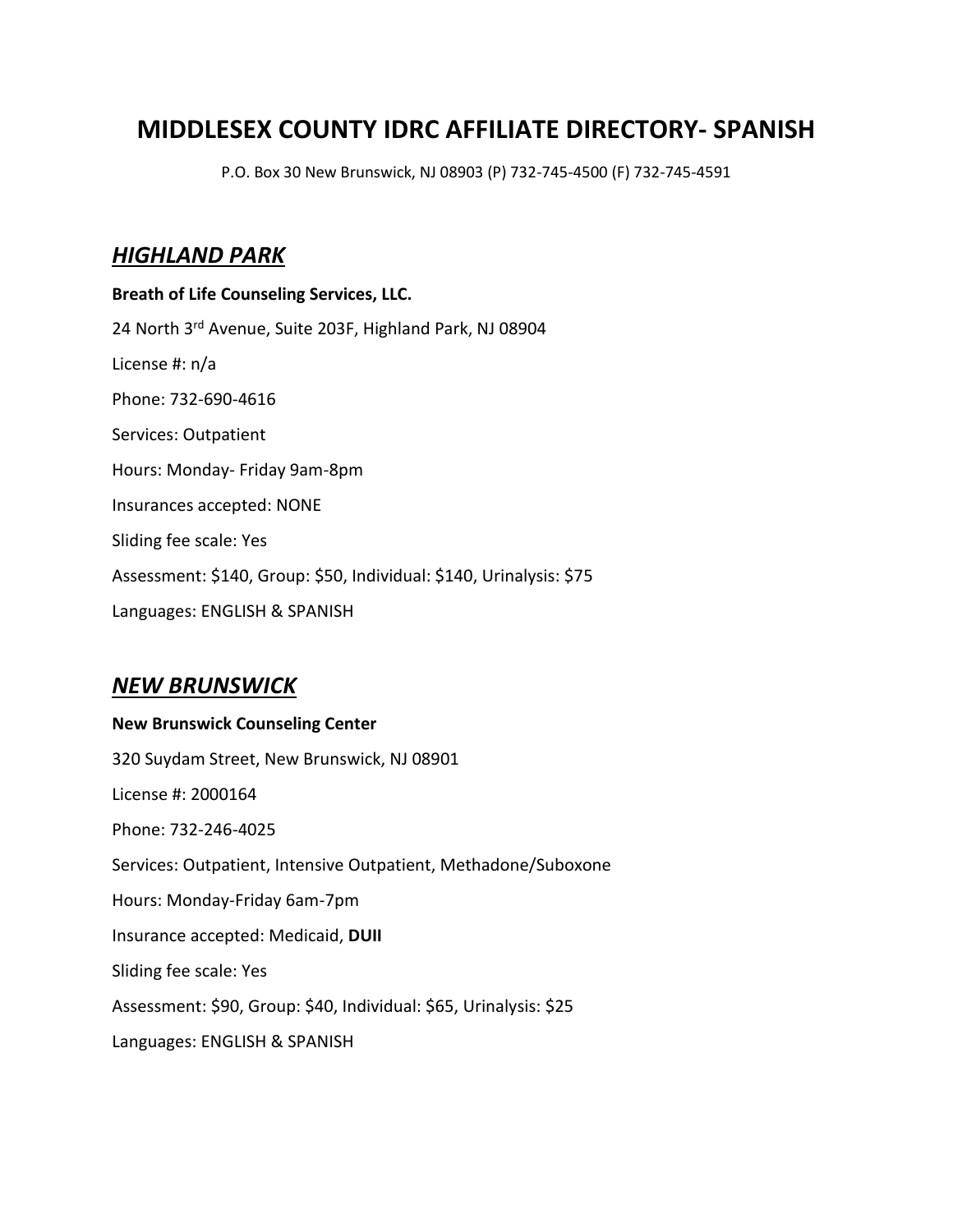# MIDDLESEX COUNTY IDRC AFFILIATE DIRECTORY- SPANISH

P.O. Box 30 New Brunswick, NJ 08903 (P) 732-745-4500 (F) 732-745-4591

## ***HIGHLAND PARK***

**Breath of Life Counseling Services, LLC.**

24 North 3rd Avenue, Suite 203F, Highland Park, NJ 08904

License #: n/a

Phone: 732-690-4616

Services: Outpatient

Hours: Monday- Friday 9am-8pm

Insurances accepted: NONE

Sliding fee scale: Yes

Assessment: $140, Group: $50, Individual: $140, Urinalysis: $75

Languages: ENGLISH & SPANISH

## ***NEW BRUNSWICK***

**New Brunswick Counseling Center**

320 Suydam Street, New Brunswick, NJ 08901

License #: 2000164

Phone: 732-246-4025

Services: Outpatient, Intensive Outpatient, Methadone/Suboxone

Hours: Monday-Friday 6am-7pm

Insurance accepted: Medicaid, **DUII**

Sliding fee scale: Yes

Assessment: $90, Group: $40, Individual: $65, Urinalysis: $25

Languages: ENGLISH & SPANISH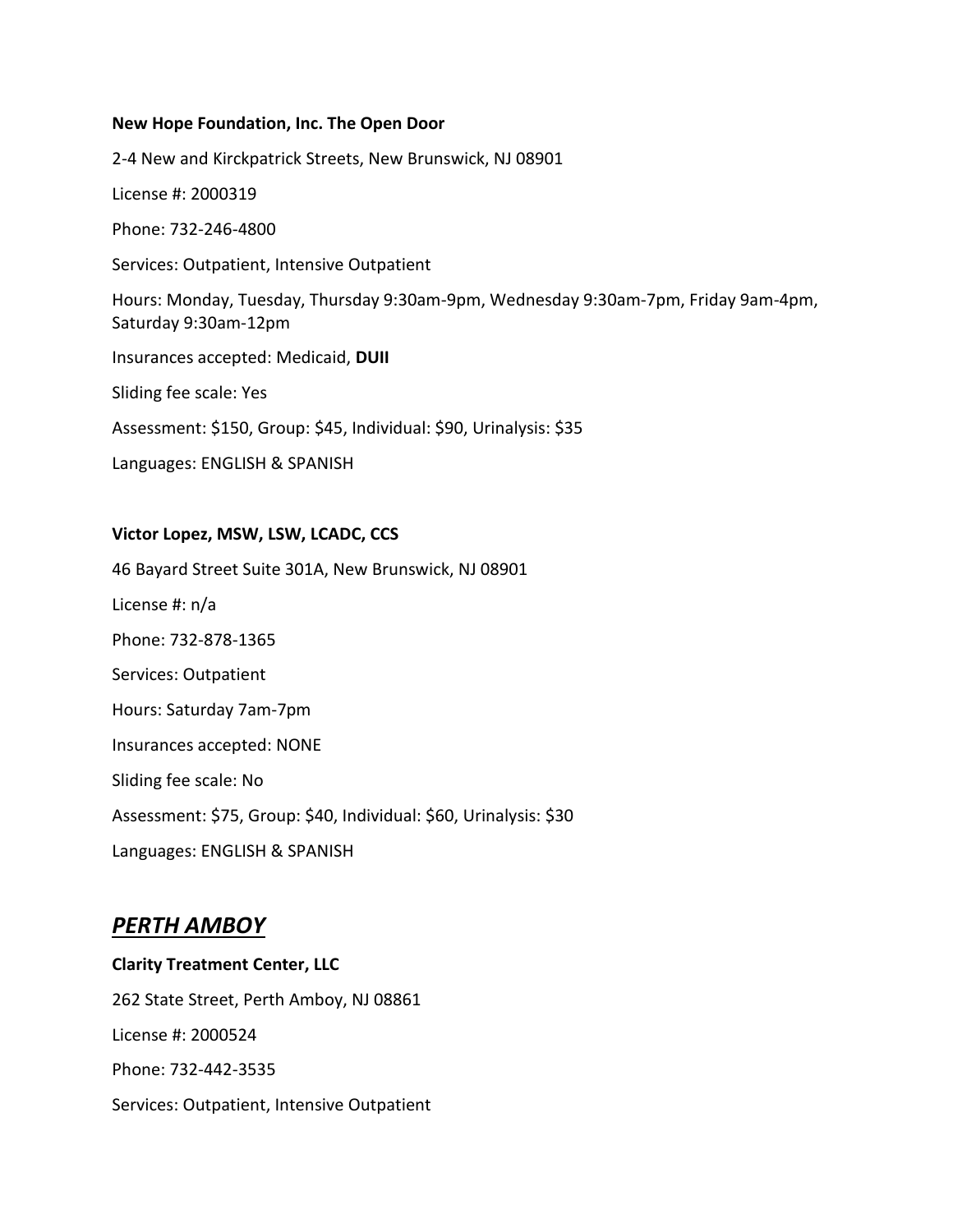**New Hope Foundation, Inc. The Open Door**

2-4 New and Kirckpatrick Streets, New Brunswick, NJ 08901

License #: 2000319

Phone: 732-246-4800

Services: Outpatient, Intensive Outpatient

Hours: Monday, Tuesday, Thursday 9:30am-9pm, Wednesday 9:30am-7pm, Friday 9am-4pm, Saturday 9:30am-12pm

Insurances accepted: Medicaid, **DUII**

Sliding fee scale: Yes

Assessment: $150, Group: $45, Individual: $90, Urinalysis: $35

Languages: ENGLISH & SPANISH

**Victor Lopez, MSW, LSW, LCADC, CCS**

46 Bayard Street Suite 301A, New Brunswick, NJ 08901

License #: n/a

Phone: 732-878-1365

Services: Outpatient

Hours: Saturday 7am-7pm

Insurances accepted: NONE

Sliding fee scale: No

Assessment: $75, Group: $40, Individual: $60, Urinalysis: $30

Languages: ENGLISH & SPANISH

## ***PERTH AMBOY***

**Clarity Treatment Center, LLC**

262 State Street, Perth Amboy, NJ 08861

License #: 2000524

Phone: 732-442-3535

Services: Outpatient, Intensive Outpatient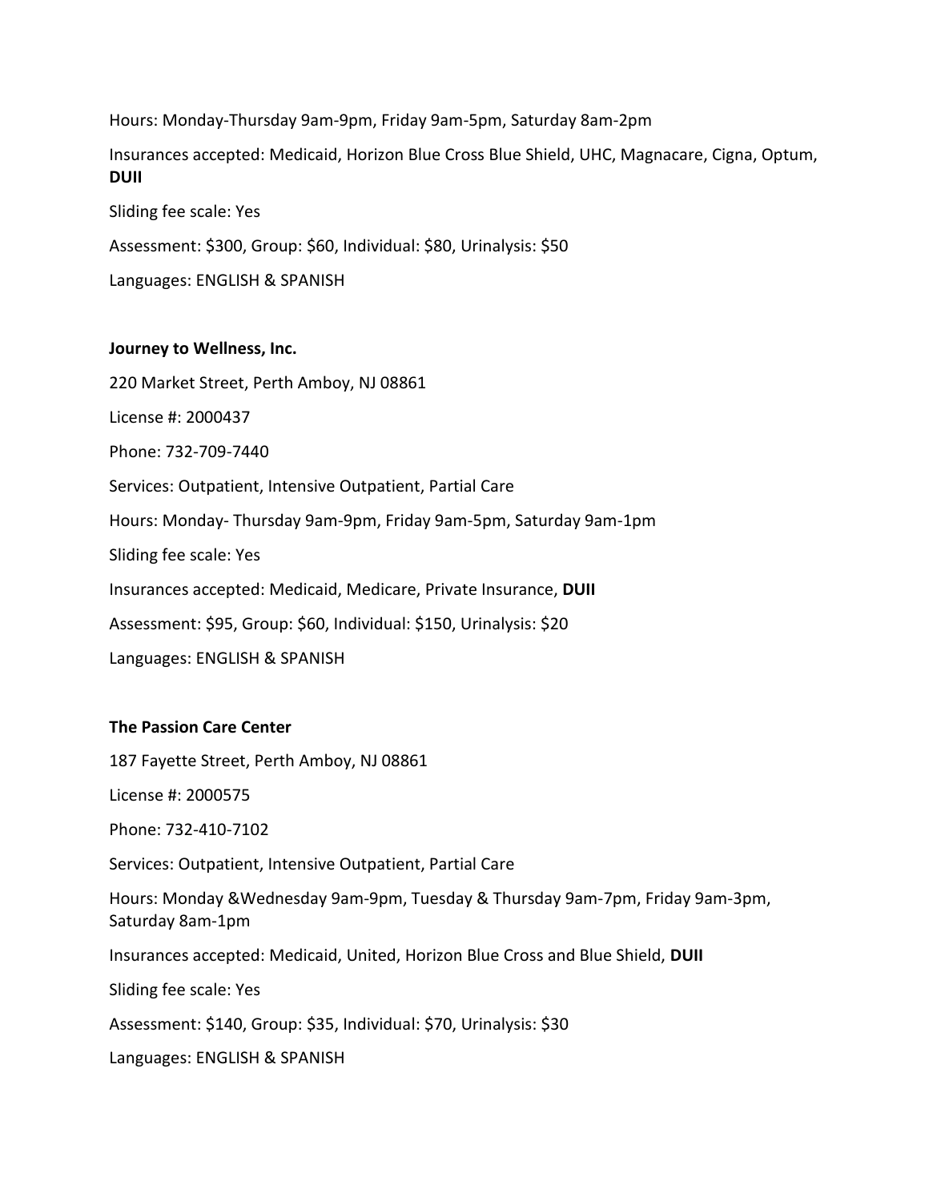Hours: Monday-Thursday 9am-9pm, Friday 9am-5pm, Saturday 8am-2pm

Insurances accepted: Medicaid, Horizon Blue Cross Blue Shield, UHC, Magnacare, Cigna, Optum, **DUII**

Sliding fee scale: Yes

Assessment: $300, Group: $60, Individual: $80, Urinalysis: $50

Languages: ENGLISH & SPANISH

**Journey to Wellness, Inc.**

220 Market Street, Perth Amboy, NJ 08861

License #: 2000437

Phone: 732-709-7440

Services: Outpatient, Intensive Outpatient, Partial Care

Hours: Monday- Thursday 9am-9pm, Friday 9am-5pm, Saturday 9am-1pm

Sliding fee scale: Yes

Insurances accepted: Medicaid, Medicare, Private Insurance, **DUII**

Assessment: $95, Group: $60, Individual: $150, Urinalysis: $20

Languages: ENGLISH & SPANISH

**The Passion Care Center**

187 Fayette Street, Perth Amboy, NJ 08861

License #: 2000575

Phone: 732-410-7102

Services: Outpatient, Intensive Outpatient, Partial Care

Hours: Monday &Wednesday 9am-9pm, Tuesday & Thursday 9am-7pm, Friday 9am-3pm, Saturday 8am-1pm

Insurances accepted: Medicaid, United, Horizon Blue Cross and Blue Shield, **DUII**

Sliding fee scale: Yes

Assessment: $140, Group: $35, Individual: $70, Urinalysis: $30

Languages: ENGLISH & SPANISH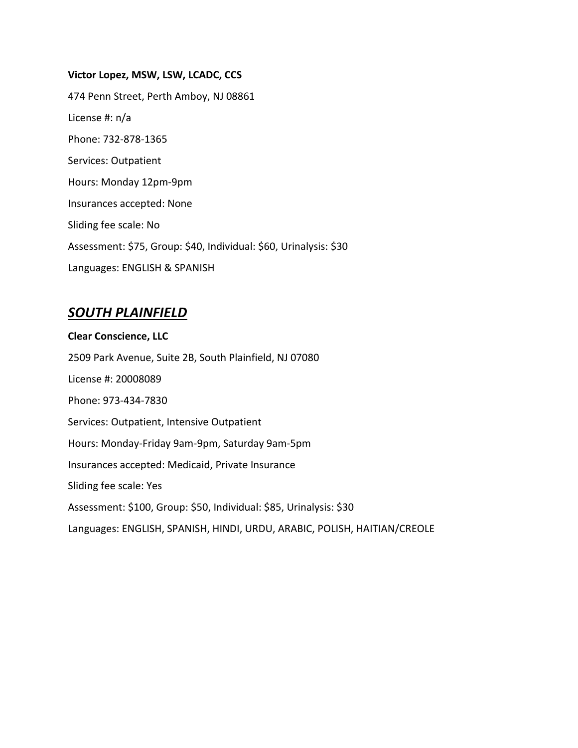**Victor Lopez, MSW, LSW, LCADC, CCS**

474 Penn Street, Perth Amboy, NJ 08861

License #: n/a

Phone: 732-878-1365

Services: Outpatient

Hours: Monday 12pm-9pm

Insurances accepted: None

Sliding fee scale: No

Assessment: $75, Group: $40, Individual: $60, Urinalysis: $30

Languages: ENGLISH & SPANISH

## ***SOUTH PLAINFIELD***

**Clear Conscience, LLC**

2509 Park Avenue, Suite 2B, South Plainfield, NJ 07080

License #: 20008089

Phone: 973-434-7830

Services: Outpatient, Intensive Outpatient

Hours: Monday-Friday 9am-9pm, Saturday 9am-5pm

Insurances accepted: Medicaid, Private Insurance

Sliding fee scale: Yes

Assessment: $100, Group: $50, Individual: $85, Urinalysis: $30

Languages: ENGLISH, SPANISH, HINDI, URDU, ARABIC, POLISH, HAITIAN/CREOLE